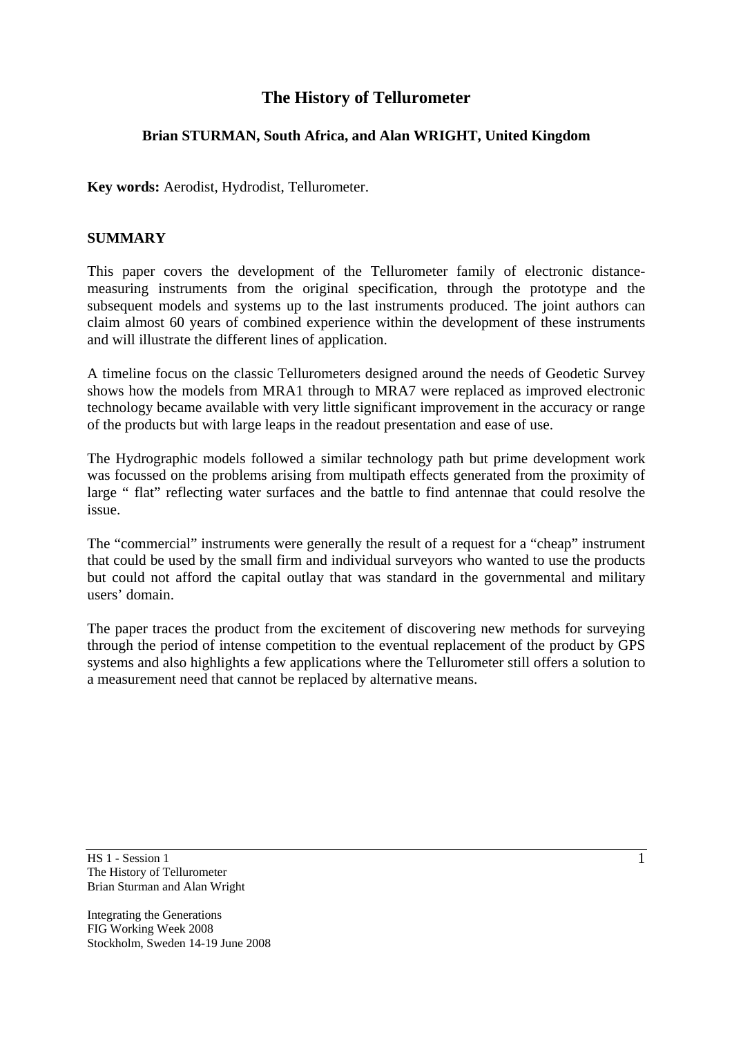# The History of Tellurometer

**Brian STURMAN, South Africa, and Alan WRIGHT, United Kingdom**

**Key words:** Aerodist, Hydrodist, Tellurometer.

## SUMMARY

This paper covers the development of the Tellurometer family of electronic distance-measuring instruments from the original specification, through the prototype and the subsequent models and systems up to the last instruments produced. The joint authors can claim almost 60 years of combined experience within the development of these instruments and will illustrate the different lines of application.

A timeline focus on the classic Tellurometers designed around the needs of Geodetic Survey shows how the models from MRA1 through to MRA7 were replaced as improved electronic technology became available with very little significant improvement in the accuracy or range of the products but with large leaps in the readout presentation and ease of use.

The Hydrographic models followed a similar technology path but prime development work was focussed on the problems arising from multipath effects generated from the proximity of large " flat" reflecting water surfaces and the battle to find antennae that could resolve the issue.

The "commercial" instruments were generally the result of a request for a "cheap" instrument that could be used by the small firm and individual surveyors who wanted to use the products but could not afford the capital outlay that was standard in the governmental and military users' domain.

The paper traces the product from the excitement of discovering new methods for surveying through the period of intense competition to the eventual replacement of the product by GPS systems and also highlights a few applications where the Tellurometer still offers a solution to a measurement need that cannot be replaced by alternative means.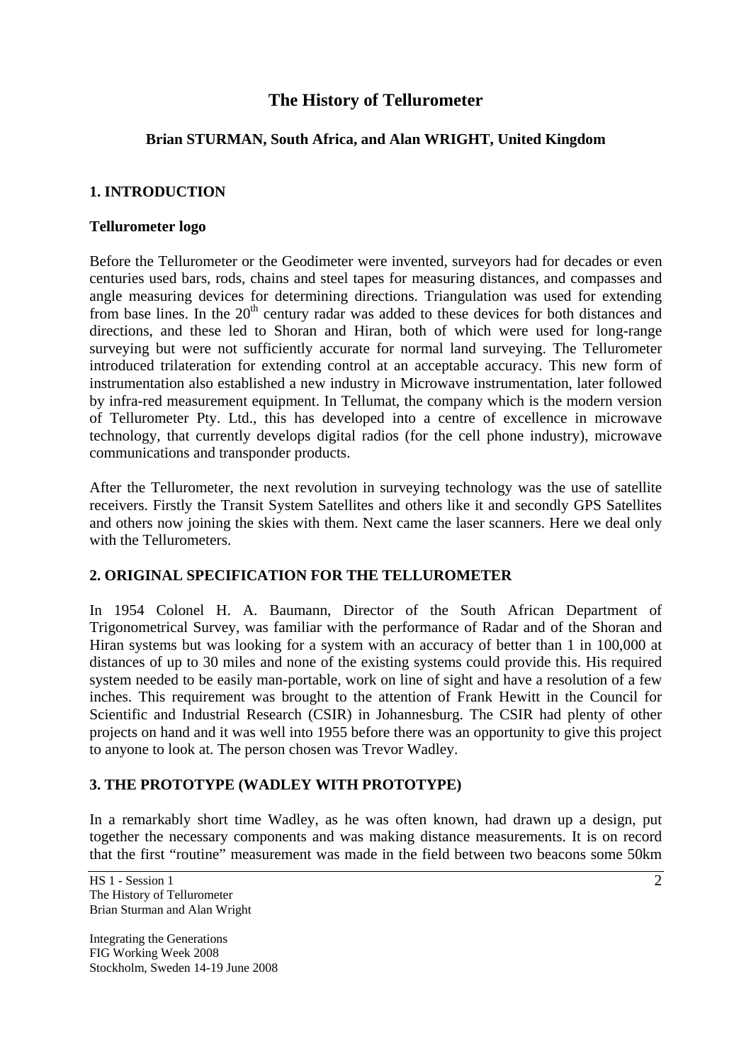# The History of Tellurometer

**Brian STURMAN, South Africa, and Alan WRIGHT, United Kingdom**

## 1. INTRODUCTION

### Tellurometer logo

Before the Tellurometer or the Geodimeter were invented, surveyors had for decades or even centuries used bars, rods, chains and steel tapes for measuring distances, and compasses and angle measuring devices for determining directions. Triangulation was used for extending from base lines. In the $20^{th}$ century radar was added to these devices for both distances and directions, and these led to Shoran and Hiran, both of which were used for long-range surveying but were not sufficiently accurate for normal land surveying. The Tellurometer introduced trilateration for extending control at an acceptable accuracy. This new form of instrumentation also established a new industry in Microwave instrumentation, later followed by infra-red measurement equipment. In Tellumat, the company which is the modern version of Tellurometer Pty. Ltd., this has developed into a centre of excellence in microwave technology, that currently develops digital radios (for the cell phone industry), microwave communications and transponder products.

After the Tellurometer, the next revolution in surveying technology was the use of satellite receivers. Firstly the Transit System Satellites and others like it and secondly GPS Satellites and others now joining the skies with them. Next came the laser scanners. Here we deal only with the Tellurometers.

## 2. ORIGINAL SPECIFICATION FOR THE TELLUROMETER

In 1954 Colonel H. A. Baumann, Director of the South African Department of Trigonometrical Survey, was familiar with the performance of Radar and of the Shoran and Hiran systems but was looking for a system with an accuracy of better than 1 in 100,000 at distances of up to 30 miles and none of the existing systems could provide this. His required system needed to be easily man-portable, work on line of sight and have a resolution of a few inches. This requirement was brought to the attention of Frank Hewitt in the Council for Scientific and Industrial Research (CSIR) in Johannesburg. The CSIR had plenty of other projects on hand and it was well into 1955 before there was an opportunity to give this project to anyone to look at. The person chosen was Trevor Wadley.

## 3. THE PROTOTYPE (WADLEY WITH PROTOTYPE)

In a remarkably short time Wadley, as he was often known, had drawn up a design, put together the necessary components and was making distance measurements. It is on record that the first "routine" measurement was made in the field between two beacons some 50km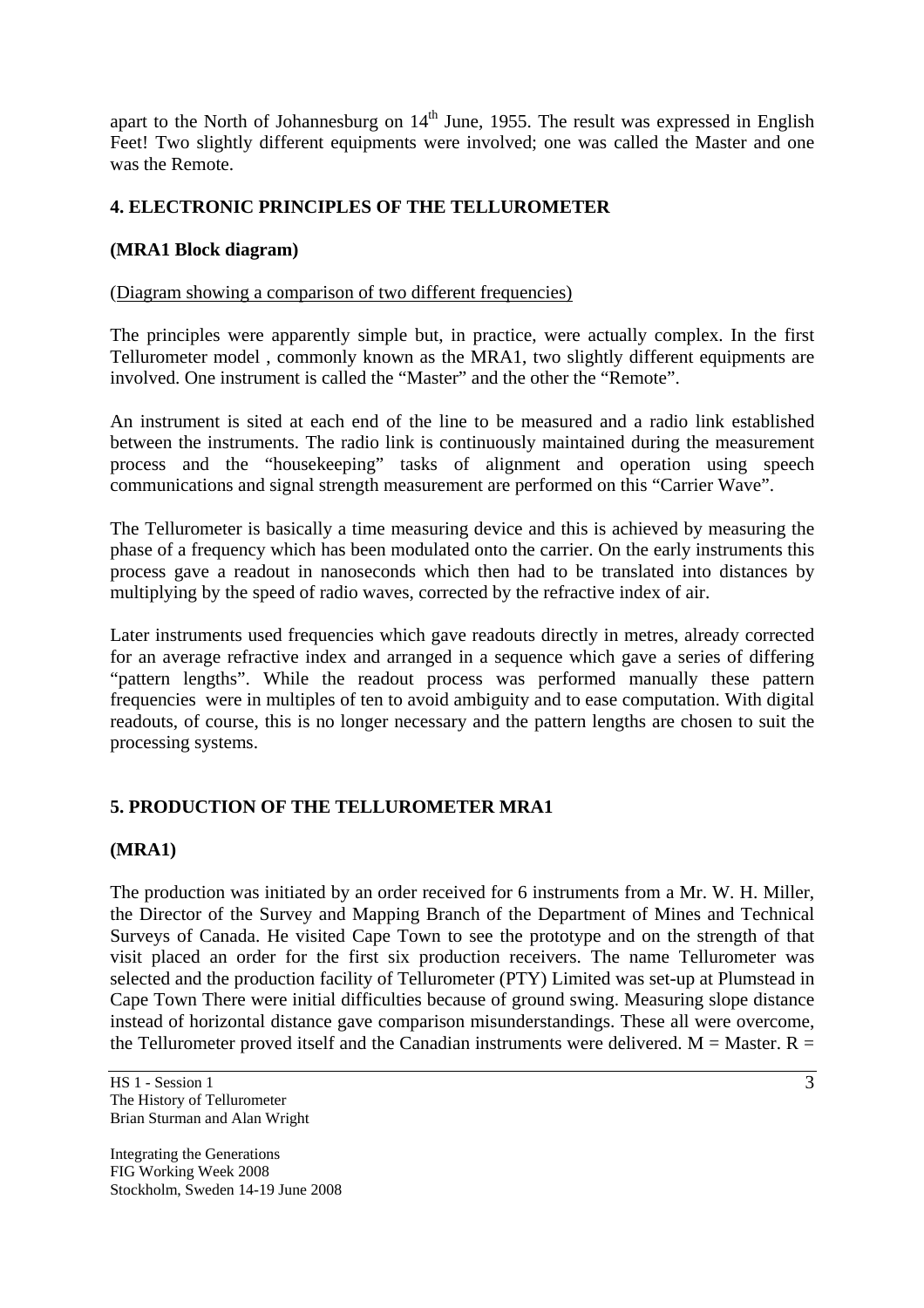apart to the North of Johannesburg on 14[th] June, 1955. The result was expressed in English Feet! Two slightly different equipments were involved; one was called the Master and one was the Remote.

## 4. ELECTRONIC PRINCIPLES OF THE TELLUROMETER

**(MRA1 Block diagram)**

(Diagram showing a comparison of two different frequencies)

The principles were apparently simple but, in practice, were actually complex. In the first Tellurometer model , commonly known as the MRA1, two slightly different equipments are involved. One instrument is called the "Master" and the other the "Remote".

An instrument is sited at each end of the line to be measured and a radio link established between the instruments. The radio link is continuously maintained during the measurement process and the "housekeeping" tasks of alignment and operation using speech communications and signal strength measurement are performed on this "Carrier Wave".

The Tellurometer is basically a time measuring device and this is achieved by measuring the phase of a frequency which has been modulated onto the carrier. On the early instruments this process gave a readout in nanoseconds which then had to be translated into distances by multiplying by the speed of radio waves, corrected by the refractive index of air.

Later instruments used frequencies which gave readouts directly in metres, already corrected for an average refractive index and arranged in a sequence which gave a series of differing "pattern lengths". While the readout process was performed manually these pattern frequencies were in multiples of ten to avoid ambiguity and to ease computation. With digital readouts, of course, this is no longer necessary and the pattern lengths are chosen to suit the processing systems.

## 5. PRODUCTION OF THE TELLUROMETER MRA1

**(MRA1)**

The production was initiated by an order received for 6 instruments from a Mr. W. H. Miller, the Director of the Survey and Mapping Branch of the Department of Mines and Technical Surveys of Canada. He visited Cape Town to see the prototype and on the strength of that visit placed an order for the first six production receivers. The name Tellurometer was selected and the production facility of Tellurometer (PTY) Limited was set-up at Plumstead in Cape Town There were initial difficulties because of ground swing. Measuring slope distance instead of horizontal distance gave comparison misunderstandings. These all were overcome, the Tellurometer proved itself and the Canadian instruments were delivered. M = Master. R =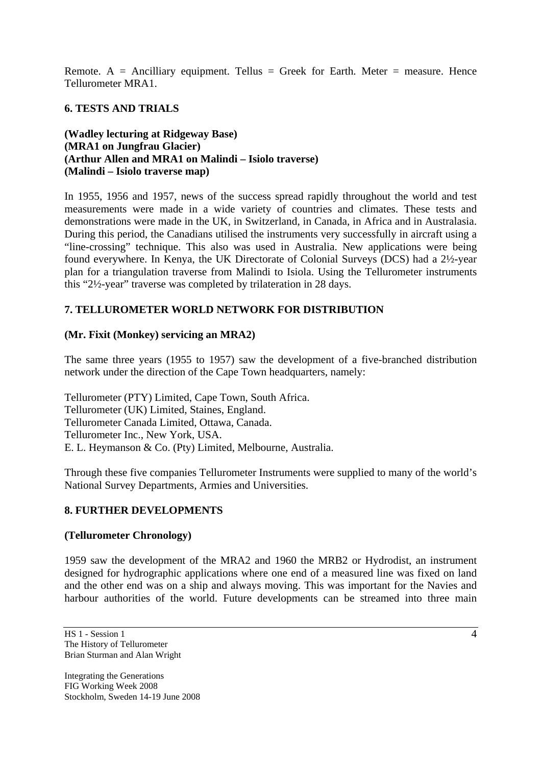Remote. A = Ancilliary equipment. Tellus = Greek for Earth. Meter = measure. Hence Tellurometer MRA1.

## 6. TESTS AND TRIALS

**(Wadley lecturing at Ridgeway Base)**
**(MRA1 on Jungfrau Glacier)**
**(Arthur Allen and MRA1 on Malindi – Isiolo traverse)**
**(Malindi – Isiolo traverse map)**

In 1955, 1956 and 1957, news of the success spread rapidly throughout the world and test measurements were made in a wide variety of countries and climates. These tests and demonstrations were made in the UK, in Switzerland, in Canada, in Africa and in Australasia. During this period, the Canadians utilised the instruments very successfully in aircraft using a "line-crossing" technique. This also was used in Australia. New applications were being found everywhere. In Kenya, the UK Directorate of Colonial Surveys (DCS) had a 2½-year plan for a triangulation traverse from Malindi to Isiola. Using the Tellurometer instruments this "2½-year" traverse was completed by trilateration in 28 days.

## 7. TELLUROMETER WORLD NETWORK FOR DISTRIBUTION

**(Mr. Fixit (Monkey) servicing an MRA2)**

The same three years (1955 to 1957) saw the development of a five-branched distribution network under the direction of the Cape Town headquarters, namely:

Tellurometer (PTY) Limited, Cape Town, South Africa.
Tellurometer (UK) Limited, Staines, England.
Tellurometer Canada Limited, Ottawa, Canada.
Tellurometer Inc., New York, USA.
E. L. Heymanson & Co. (Pty) Limited, Melbourne, Australia.

Through these five companies Tellurometer Instruments were supplied to many of the world's National Survey Departments, Armies and Universities.

## 8. FURTHER DEVELOPMENTS

**(Tellurometer Chronology)**

1959 saw the development of the MRA2 and 1960 the MRB2 or Hydrodist, an instrument designed for hydrographic applications where one end of a measured line was fixed on land and the other end was on a ship and always moving. This was important for the Navies and harbour authorities of the world. Future developments can be streamed into three main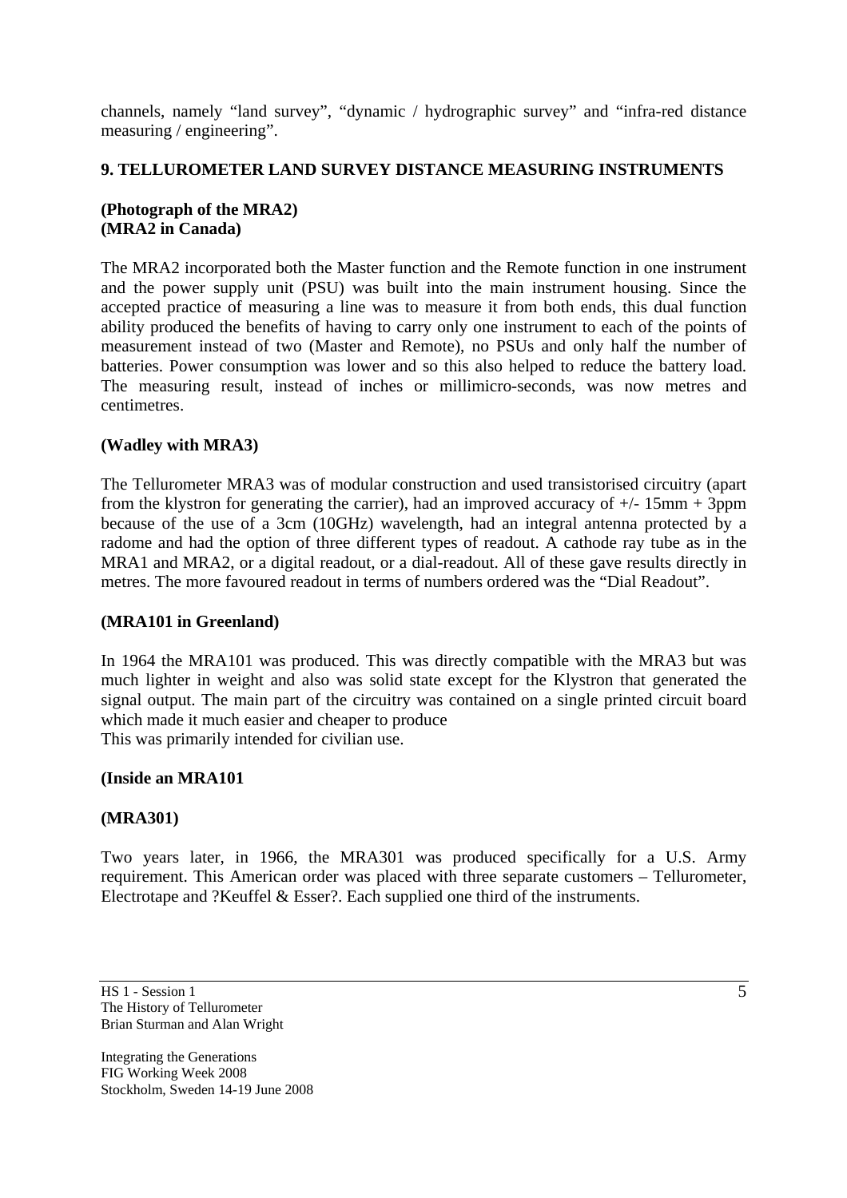channels, namely "land survey", "dynamic / hydrographic survey" and "infra-red distance measuring / engineering".

## 9. TELLUROMETER LAND SURVEY DISTANCE MEASURING INSTRUMENTS

**(Photograph of the MRA2)**
**(MRA2 in Canada)**

The MRA2 incorporated both the Master function and the Remote function in one instrument and the power supply unit (PSU) was built into the main instrument housing. Since the accepted practice of measuring a line was to measure it from both ends, this dual function ability produced the benefits of having to carry only one instrument to each of the points of measurement instead of two (Master and Remote), no PSUs and only half the number of batteries. Power consumption was lower and so this also helped to reduce the battery load. The measuring result, instead of inches or millimicro-seconds, was now metres and centimetres.

**(Wadley with MRA3)**

The Tellurometer MRA3 was of modular construction and used transistorised circuitry (apart from the klystron for generating the carrier), had an improved accuracy of +/- 15mm + 3ppm because of the use of a 3cm (10GHz) wavelength, had an integral antenna protected by a radome and had the option of three different types of readout. A cathode ray tube as in the MRA1 and MRA2, or a digital readout, or a dial-readout. All of these gave results directly in metres. The more favoured readout in terms of numbers ordered was the "Dial Readout".

**(MRA101 in Greenland)**

In 1964 the MRA101 was produced. This was directly compatible with the MRA3 but was much lighter in weight and also was solid state except for the Klystron that generated the signal output. The main part of the circuitry was contained on a single printed circuit board which made it much easier and cheaper to produce
This was primarily intended for civilian use.

**(Inside an MRA101**

**(MRA301)**

Two years later, in 1966, the MRA301 was produced specifically for a U.S. Army requirement. This American order was placed with three separate customers – Tellurometer, Electrotape and ?Keuffel & Esser?. Each supplied one third of the instruments.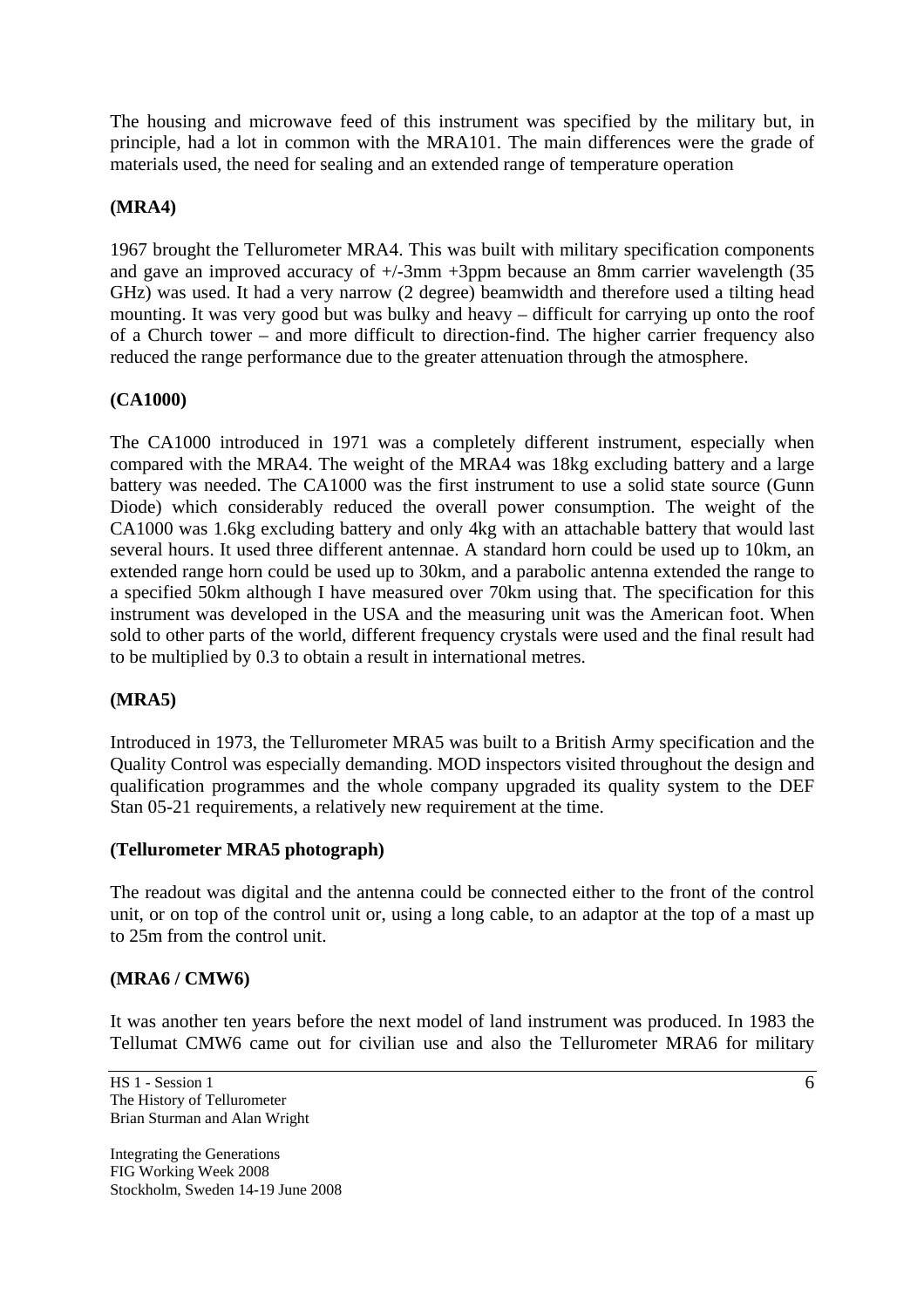The housing and microwave feed of this instrument was specified by the military but, in principle, had a lot in common with the MRA101. The main differences were the grade of materials used, the need for sealing and an extended range of temperature operation

**(MRA4)**

1967 brought the Tellurometer MRA4. This was built with military specification components and gave an improved accuracy of +/-3mm +3ppm because an 8mm carrier wavelength (35 GHz) was used. It had a very narrow (2 degree) beamwidth and therefore used a tilting head mounting. It was very good but was bulky and heavy – difficult for carrying up onto the roof of a Church tower – and more difficult to direction-find. The higher carrier frequency also reduced the range performance due to the greater attenuation through the atmosphere.

**(CA1000)**

The CA1000 introduced in 1971 was a completely different instrument, especially when compared with the MRA4. The weight of the MRA4 was 18kg excluding battery and a large battery was needed. The CA1000 was the first instrument to use a solid state source (Gunn Diode) which considerably reduced the overall power consumption. The weight of the CA1000 was 1.6kg excluding battery and only 4kg with an attachable battery that would last several hours. It used three different antennae. A standard horn could be used up to 10km, an extended range horn could be used up to 30km, and a parabolic antenna extended the range to a specified 50km although I have measured over 70km using that. The specification for this instrument was developed in the USA and the measuring unit was the American foot. When sold to other parts of the world, different frequency crystals were used and the final result had to be multiplied by 0.3 to obtain a result in international metres.

**(MRA5)**

Introduced in 1973, the Tellurometer MRA5 was built to a British Army specification and the Quality Control was especially demanding. MOD inspectors visited throughout the design and qualification programmes and the whole company upgraded its quality system to the DEF Stan 05-21 requirements, a relatively new requirement at the time.

**(Tellurometer MRA5 photograph)**

The readout was digital and the antenna could be connected either to the front of the control unit, or on top of the control unit or, using a long cable, to an adaptor at the top of a mast up to 25m from the control unit.

**(MRA6 / CMW6)**

It was another ten years before the next model of land instrument was produced. In 1983 the Tellumat CMW6 came out for civilian use and also the Tellurometer MRA6 for military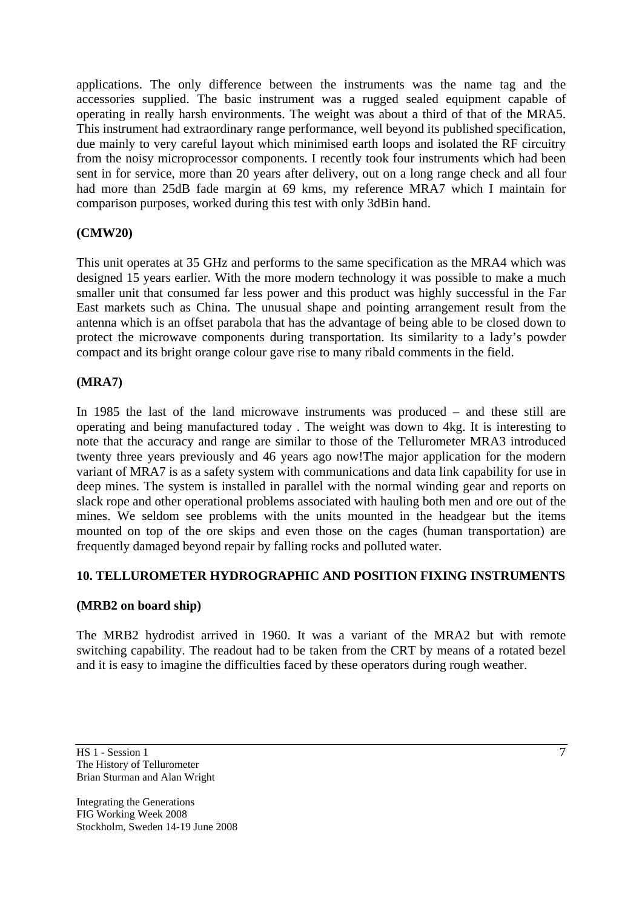applications. The only difference between the instruments was the name tag and the accessories supplied. The basic instrument was a rugged sealed equipment capable of operating in really harsh environments. The weight was about a third of that of the MRA5. This instrument had extraordinary range performance, well beyond its published specification, due mainly to very careful layout which minimised earth loops and isolated the RF circuitry from the noisy microprocessor components. I recently took four instruments which had been sent in for service, more than 20 years after delivery, out on a long range check and all four had more than 25dB fade margin at 69 kms, my reference MRA7 which I maintain for comparison purposes, worked during this test with only 3dBin hand.

**(CMW20)**

This unit operates at 35 GHz and performs to the same specification as the MRA4 which was designed 15 years earlier. With the more modern technology it was possible to make a much smaller unit that consumed far less power and this product was highly successful in the Far East markets such as China. The unusual shape and pointing arrangement result from the antenna which is an offset parabola that has the advantage of being able to be closed down to protect the microwave components during transportation. Its similarity to a lady's powder compact and its bright orange colour gave rise to many ribald comments in the field.

**(MRA7)**

In 1985 the last of the land microwave instruments was produced – and these still are operating and being manufactured today . The weight was down to 4kg. It is interesting to note that the accuracy and range are similar to those of the Tellurometer MRA3 introduced twenty three years previously and 46 years ago now!The major application for the modern variant of MRA7 is as a safety system with communications and data link capability for use in deep mines. The system is installed in parallel with the normal winding gear and reports on slack rope and other operational problems associated with hauling both men and ore out of the mines. We seldom see problems with the units mounted in the headgear but the items mounted on top of the ore skips and even those on the cages (human transportation) are frequently damaged beyond repair by falling rocks and polluted water.

## 10. TELLUROMETER HYDROGRAPHIC AND POSITION FIXING INSTRUMENTS

**(MRB2 on board ship)**

The MRB2 hydrodist arrived in 1960. It was a variant of the MRA2 but with remote switching capability. The readout had to be taken from the CRT by means of a rotated bezel and it is easy to imagine the difficulties faced by these operators during rough weather.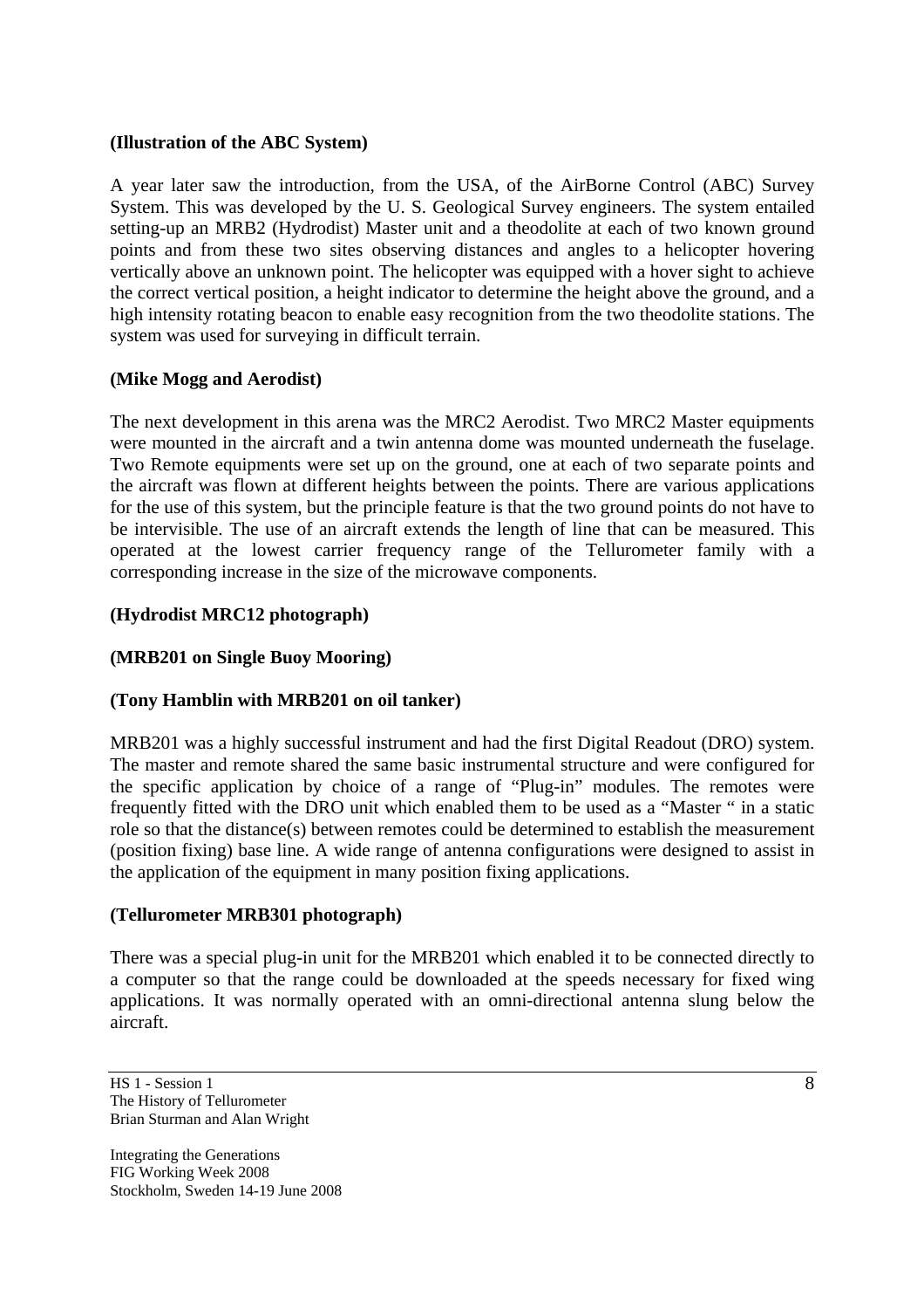**(Illustration of the ABC System)**

A year later saw the introduction, from the USA, of the AirBorne Control (ABC) Survey System. This was developed by the U. S. Geological Survey engineers. The system entailed setting-up an MRB2 (Hydrodist) Master unit and a theodolite at each of two known ground points and from these two sites observing distances and angles to a helicopter hovering vertically above an unknown point. The helicopter was equipped with a hover sight to achieve the correct vertical position, a height indicator to determine the height above the ground, and a high intensity rotating beacon to enable easy recognition from the two theodolite stations. The system was used for surveying in difficult terrain.

**(Mike Mogg and Aerodist)**

The next development in this arena was the MRC2 Aerodist. Two MRC2 Master equipments were mounted in the aircraft and a twin antenna dome was mounted underneath the fuselage. Two Remote equipments were set up on the ground, one at each of two separate points and the aircraft was flown at different heights between the points. There are various applications for the use of this system, but the principle feature is that the two ground points do not have to be intervisible. The use of an aircraft extends the length of line that can be measured. This operated at the lowest carrier frequency range of the Tellurometer family with a corresponding increase in the size of the microwave components.

**(Hydrodist MRC12 photograph)**

**(MRB201 on Single Buoy Mooring)**

**(Tony Hamblin with MRB201 on oil tanker)**

MRB201 was a highly successful instrument and had the first Digital Readout (DRO) system. The master and remote shared the same basic instrumental structure and were configured for the specific application by choice of a range of "Plug-in" modules. The remotes were frequently fitted with the DRO unit which enabled them to be used as a "Master " in a static role so that the distance(s) between remotes could be determined to establish the measurement (position fixing) base line. A wide range of antenna configurations were designed to assist in the application of the equipment in many position fixing applications.

**(Tellurometer MRB301 photograph)**

There was a special plug-in unit for the MRB201 which enabled it to be connected directly to a computer so that the range could be downloaded at the speeds necessary for fixed wing applications. It was normally operated with an omni-directional antenna slung below the aircraft.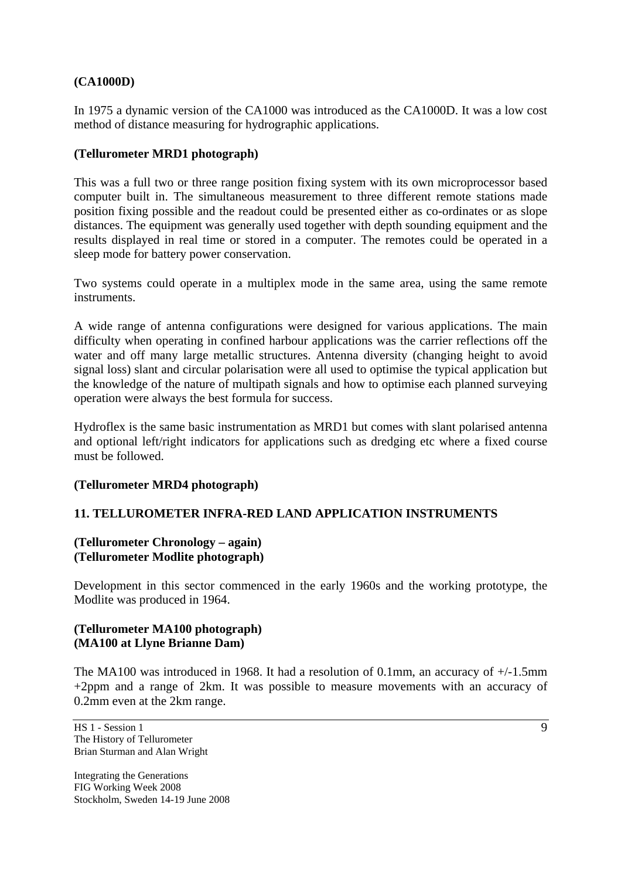**(CA1000D)**

In 1975 a dynamic version of the CA1000 was introduced as the CA1000D. It was a low cost method of distance measuring for hydrographic applications.

**(Tellurometer MRD1 photograph)**

This was a full two or three range position fixing system with its own microprocessor based computer built in. The simultaneous measurement to three different remote stations made position fixing possible and the readout could be presented either as co-ordinates or as slope distances. The equipment was generally used together with depth sounding equipment and the results displayed in real time or stored in a computer. The remotes could be operated in a sleep mode for battery power conservation.

Two systems could operate in a multiplex mode in the same area, using the same remote instruments.

A wide range of antenna configurations were designed for various applications. The main difficulty when operating in confined harbour applications was the carrier reflections off the water and off many large metallic structures. Antenna diversity (changing height to avoid signal loss) slant and circular polarisation were all used to optimise the typical application but the knowledge of the nature of multipath signals and how to optimise each planned surveying operation were always the best formula for success.

Hydroflex is the same basic instrumentation as MRD1 but comes with slant polarised antenna and optional left/right indicators for applications such as dredging etc where a fixed course must be followed.

**(Tellurometer MRD4 photograph)**

## 11. TELLUROMETER INFRA-RED LAND APPLICATION INSTRUMENTS

**(Tellurometer Chronology – again)**
**(Tellurometer Modlite photograph)**

Development in this sector commenced in the early 1960s and the working prototype, the Modlite was produced in 1964.

**(Tellurometer MA100 photograph)**
**(MA100 at Llyne Brianne Dam)**

The MA100 was introduced in 1968. It had a resolution of 0.1mm, an accuracy of +/-1.5mm +2ppm and a range of 2km. It was possible to measure movements with an accuracy of 0.2mm even at the 2km range.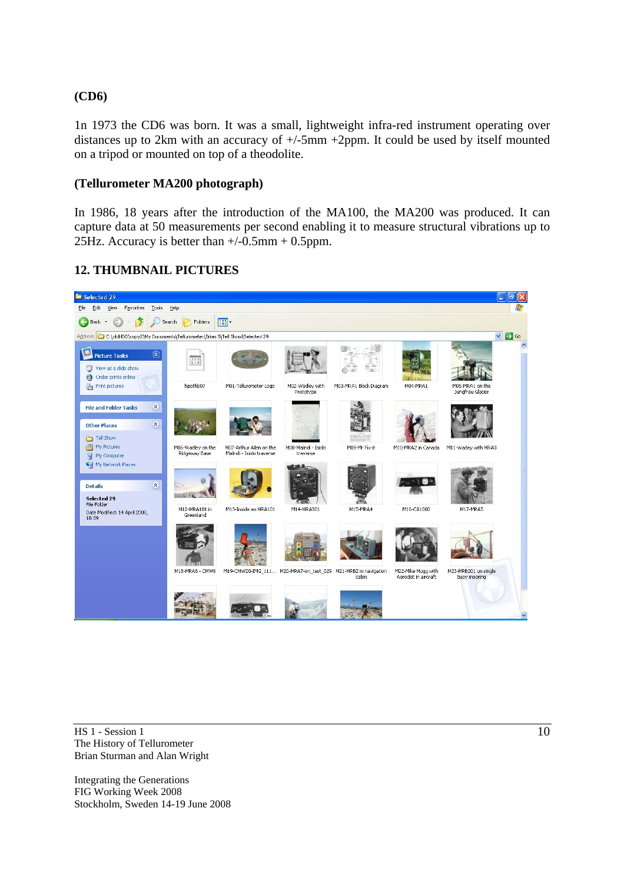**(CD6)**

1n 1973 the CD6 was born. It was a small, lightweight infra-red instrument operating over distances up to 2km with an accuracy of +/-5mm +2ppm. It could be used by itself mounted on a tripod or mounted on top of a theodolite.

**(Tellurometer MA200 photograph)**

In 1986, 18 years after the introduction of the MA100, the MA200 was produced. It can capture data at 50 measurements per second enabling it to measure structural vibrations up to 25Hz. Accuracy is better than +/-0.5mm + 0.5ppm.

## 12. THUMBNAIL PICTURES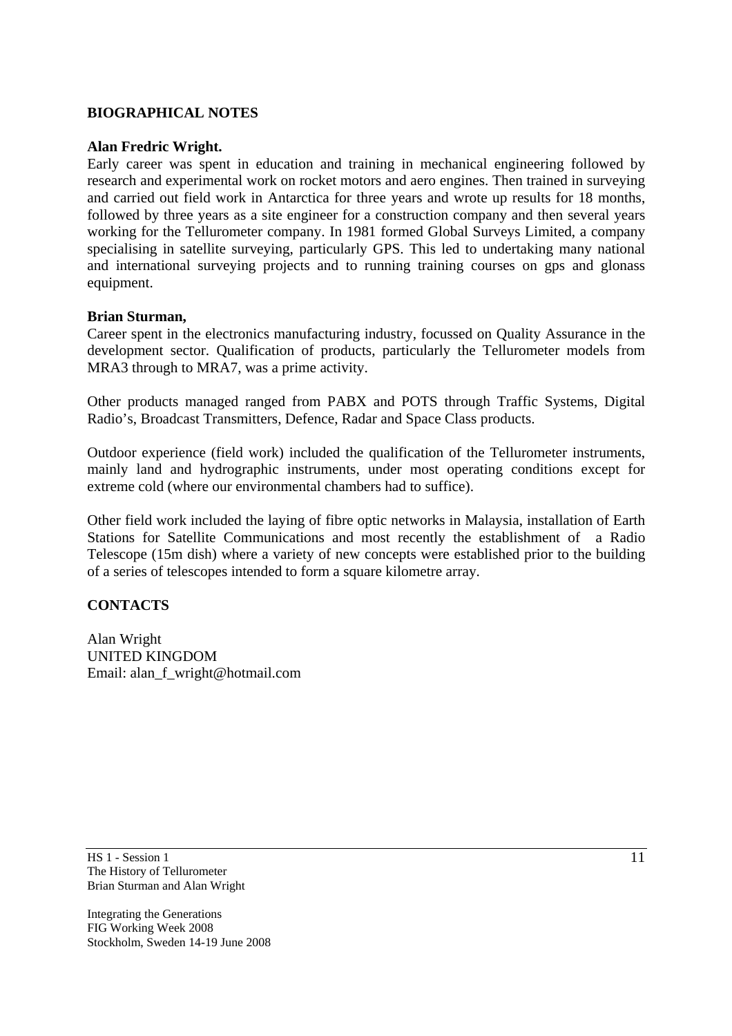## BIOGRAPHICAL NOTES

**Alan Fredric Wright.**

Early career was spent in education and training in mechanical engineering followed by research and experimental work on rocket motors and aero engines. Then trained in surveying and carried out field work in Antarctica for three years and wrote up results for 18 months, followed by three years as a site engineer for a construction company and then several years working for the Tellurometer company. In 1981 formed Global Surveys Limited, a company specialising in satellite surveying, particularly GPS. This led to undertaking many national and international surveying projects and to running training courses on gps and glonass equipment.

**Brian Sturman,**

Career spent in the electronics manufacturing industry, focussed on Quality Assurance in the development sector. Qualification of products, particularly the Tellurometer models from MRA3 through to MRA7, was a prime activity.

Other products managed ranged from PABX and POTS through Traffic Systems, Digital Radio's, Broadcast Transmitters, Defence, Radar and Space Class products.

Outdoor experience (field work) included the qualification of the Tellurometer instruments, mainly land and hydrographic instruments, under most operating conditions except for extreme cold (where our environmental chambers had to suffice).

Other field work included the laying of fibre optic networks in Malaysia, installation of Earth Stations for Satellite Communications and most recently the establishment of a Radio Telescope (15m dish) where a variety of new concepts were established prior to the building of a series of telescopes intended to form a square kilometre array.

## CONTACTS

Alan Wright
UNITED KINGDOM
Email: alan_f_wright@hotmail.com